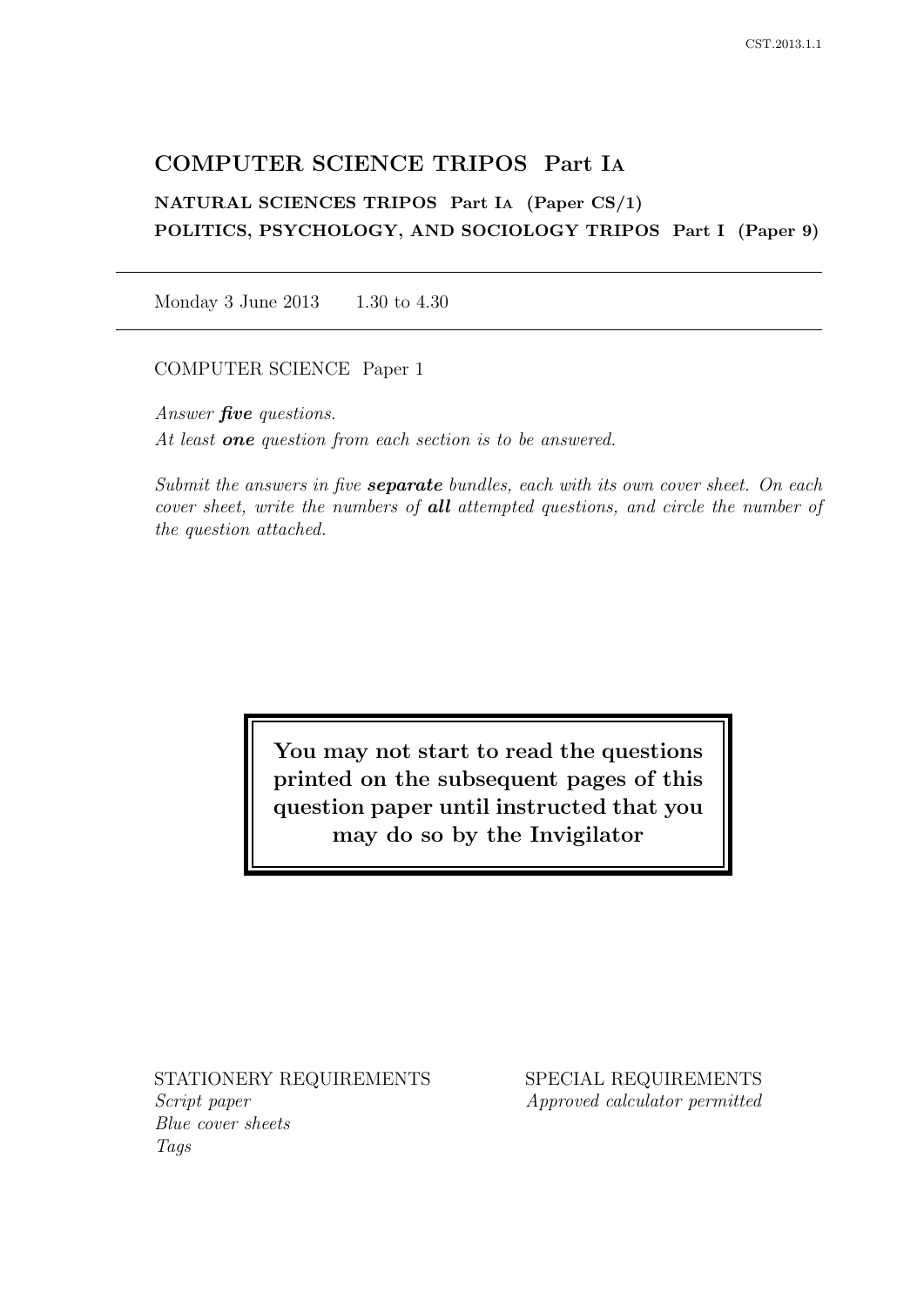# COMPUTER SCIENCE TRIPOS Part IA

**NATURAL SCIENCES TRIPOS Part IA (Paper CS/1)**

**POLITICS, PSYCHOLOGY, AND SOCIOLOGY TRIPOS Part I (Paper 9)**

---

Monday 3 June 2013 1.30 to 4.30

---

COMPUTER SCIENCE Paper 1

*Answer* ***five*** *questions.*

*At least* ***one*** *question from each section is to be answered.*

*Submit the answers in five* ***separate*** *bundles, each with its own cover sheet. On each cover sheet, write the numbers of* ***all*** *attempted questions, and circle the number of the question attached.*

**You may not start to read the questions printed on the subsequent pages of this question paper until instructed that you may do so by the Invigilator**

STATIONERY REQUIREMENTS

*Script paper*
*Blue cover sheets*
*Tags*

SPECIAL REQUIREMENTS

*Approved calculator permitted*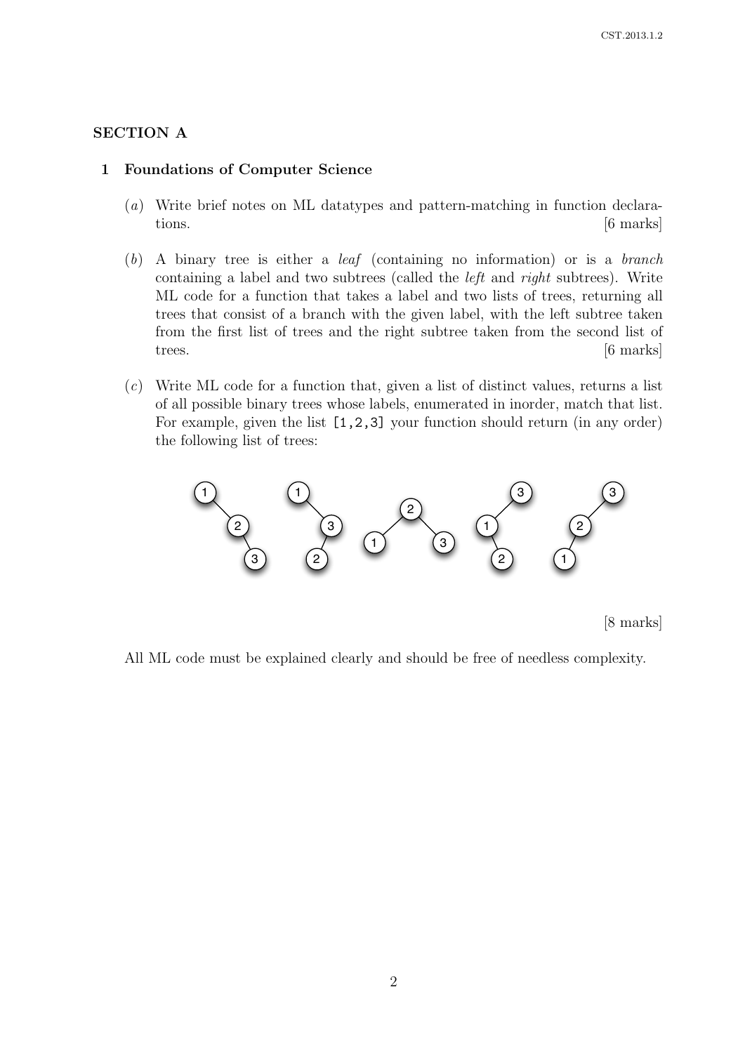## SECTION A

### 1 Foundations of Computer Science

(*a*) Write brief notes on ML datatypes and pattern-matching in function declarations. [6 marks]

(*b*) A binary tree is either a *leaf* (containing no information) or is a *branch* containing a label and two subtrees (called the *left* and *right* subtrees). Write ML code for a function that takes a label and two lists of trees, returning all trees that consist of a branch with the given label, with the left subtree taken from the first list of trees and the right subtree taken from the second list of trees. [6 marks]

(*c*) Write ML code for a function that, given a list of distinct values, returns a list of all possible binary trees whose labels, enumerated in inorder, match that list. For example, given the list `[1,2,3]` your function should return (in any order) the following list of trees:

[8 marks]

All ML code must be explained clearly and should be free of needless complexity.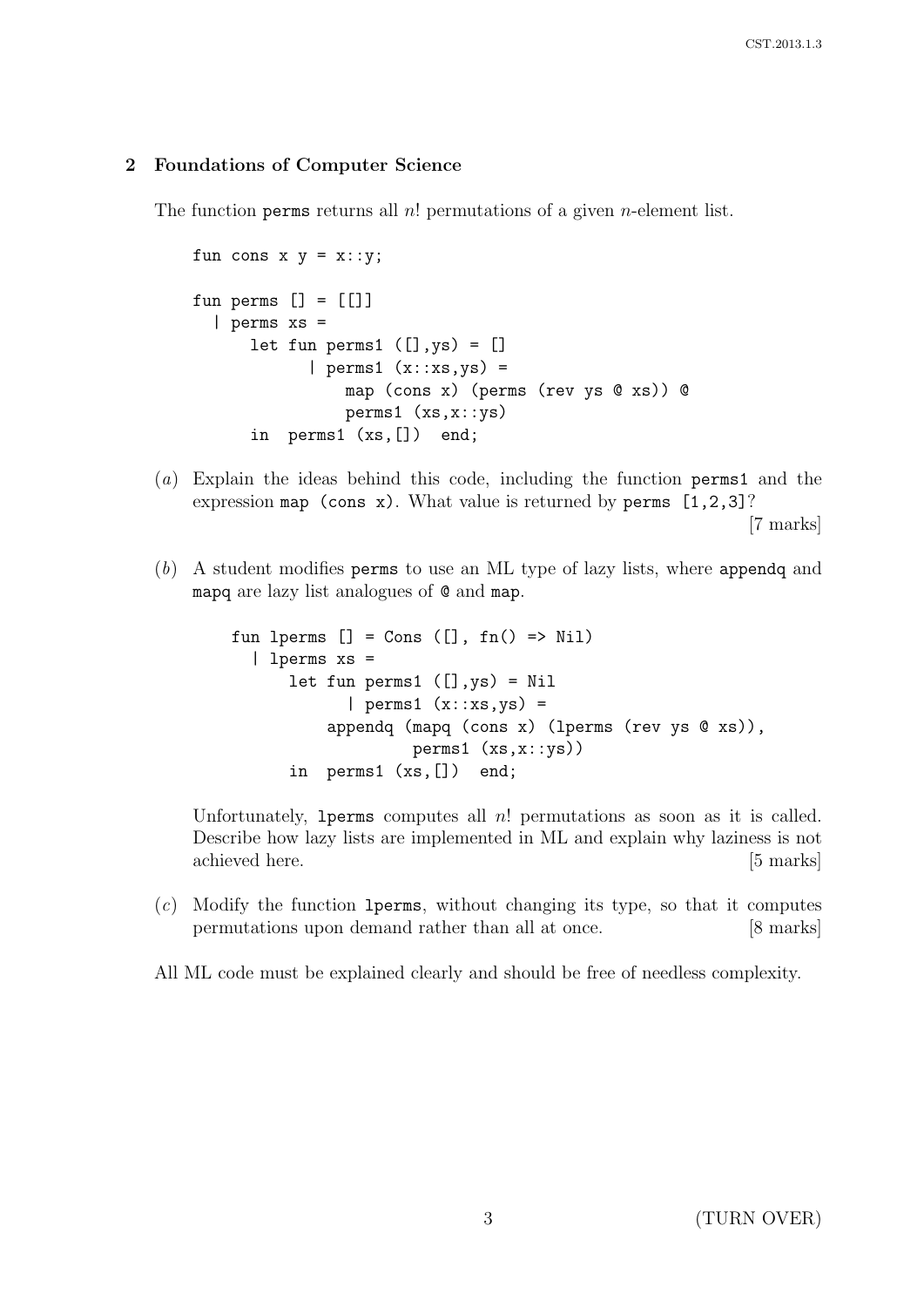## 2 Foundations of Computer Science

The function `perms` returns all $n!$ permutations of a given $n$-element list.

```
fun cons x y = x::y;

fun perms [] = [[]]
  | perms xs =
      let fun perms1 ([],ys) = []
            | perms1 (x::xs,ys) =
                map (cons x) (perms (rev ys @ xs)) @
                perms1 (xs,x::ys)
      in  perms1 (xs,[])  end;
```

(*a*) Explain the ideas behind this code, including the function `perms1` and the expression `map (cons x)`. What value is returned by `perms [1,2,3]`? [7 marks]

(*b*) A student modifies `perms` to use an ML type of lazy lists, where `appendq` and `mapq` are lazy list analogues of `@` and `map`.

```
fun lperms [] = Cons ([], fn() => Nil)
  | lperms xs =
      let fun perms1 ([],ys) = Nil
            | perms1 (x::xs,ys) =
          appendq (mapq (cons x) (lperms (rev ys @ xs)),
                   perms1 (xs,x::ys))
      in  perms1 (xs,[])  end;
```

Unfortunately, `lperms` computes all $n!$ permutations as soon as it is called. Describe how lazy lists are implemented in ML and explain why laziness is not achieved here. [5 marks]

(*c*) Modify the function `lperms`, without changing its type, so that it computes permutations upon demand rather than all at once. [8 marks]

All ML code must be explained clearly and should be free of needless complexity.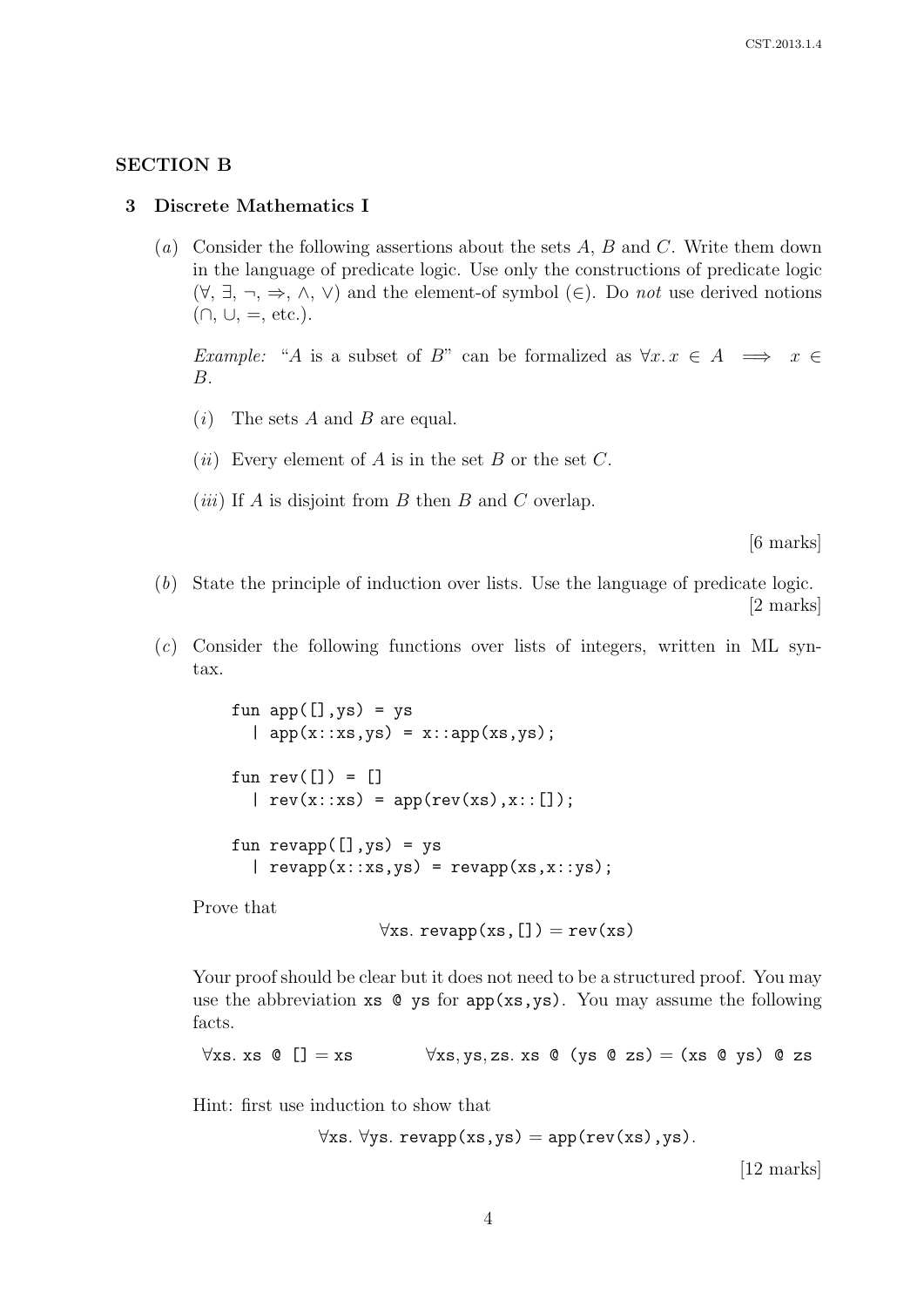## SECTION B

### 3 Discrete Mathematics I

(*a*) Consider the following assertions about the sets $A$, $B$ and $C$. Write them down in the language of predicate logic. Use only the constructions of predicate logic ($\forall$, $\exists$, $\neg$, $\Rightarrow$, $\wedge$, $\vee$) and the element-of symbol ($\in$). Do *not* use derived notions ($\cap$, $\cup$, $=$, etc.).

*Example:* "$A$ is a subset of $B$" can be formalized as $\forall x. x \in A \implies x \in B$.

(*i*) The sets $A$ and $B$ are equal.

(*ii*) Every element of $A$ is in the set $B$ or the set $C$.

(*iii*) If $A$ is disjoint from $B$ then $B$ and $C$ overlap.

[6 marks]

(*b*) State the principle of induction over lists. Use the language of predicate logic.

[2 marks]

(*c*) Consider the following functions over lists of integers, written in ML syntax.

```
fun app([],ys) = ys
  | app(x::xs,ys) = x::app(xs,ys);

fun rev([]) = []
  | rev(x::xs) = app(rev(xs),x::[]);

fun revapp([],ys) = ys
  | revapp(x::xs,ys) = revapp(xs,x::ys);
```

Prove that

$$\forall \texttt{xs}.\ \texttt{revapp(xs,[])} = \texttt{rev(xs)}$$

Your proof should be clear but it does not need to be a structured proof. You may use the abbreviation `xs @ ys` for `app(xs,ys)`. You may assume the following facts.

$\forall \texttt{xs}.\ \texttt{xs @ []} = \texttt{xs} \qquad \forall \texttt{xs}, \texttt{ys}, \texttt{zs}.\ \texttt{xs @ (ys @ zs)} = \texttt{(xs @ ys) @ zs}$

Hint: first use induction to show that

$$\forall \texttt{xs}.\ \forall \texttt{ys}.\ \texttt{revapp(xs,ys)} = \texttt{app(rev(xs),ys)}.$$

[12 marks]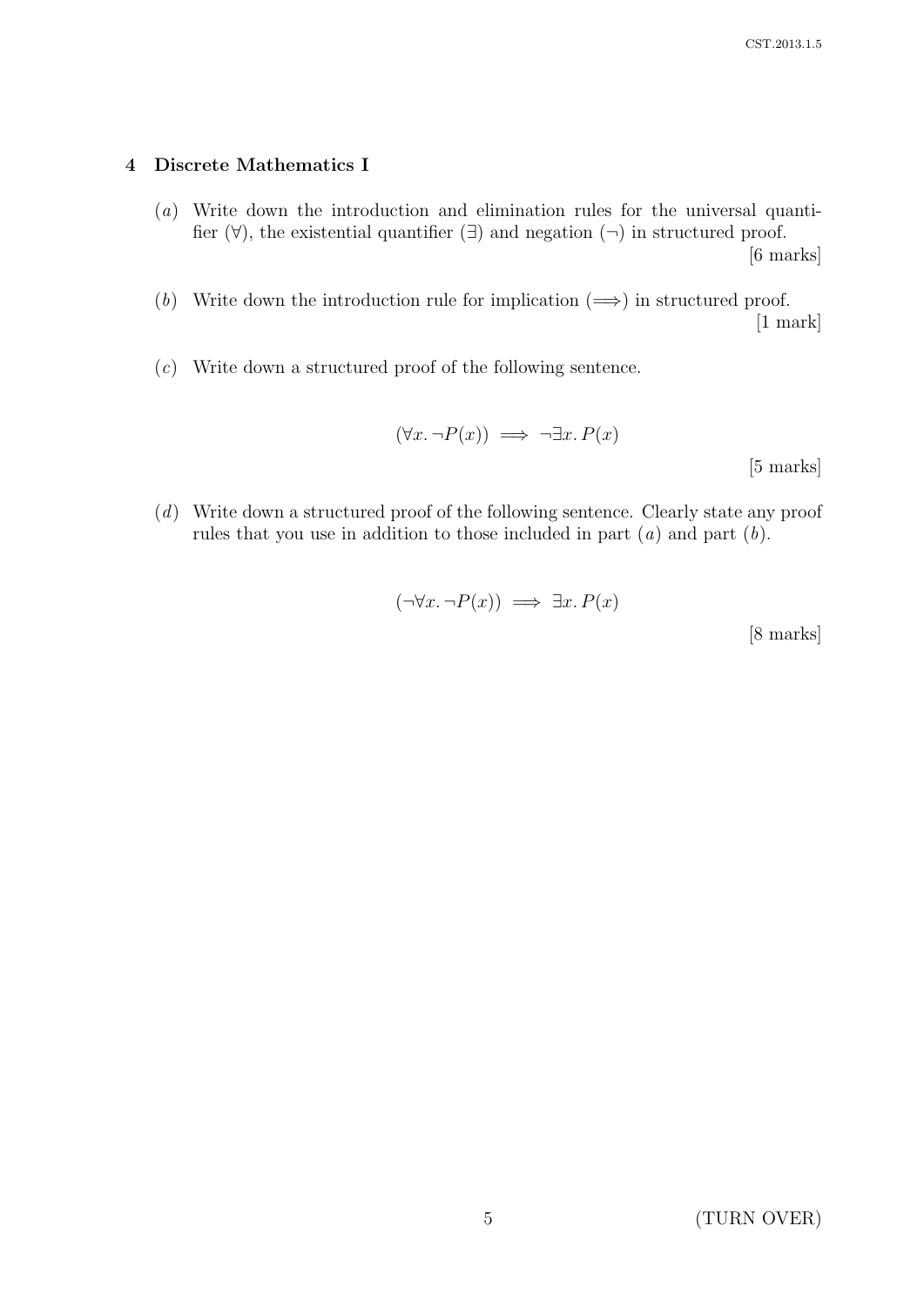## 4 Discrete Mathematics I

(*a*) Write down the introduction and elimination rules for the universal quantifier ($\forall$), the existential quantifier ($\exists$) and negation ($\neg$) in structured proof. [6 marks]

(*b*) Write down the introduction rule for implication ($\Longrightarrow$) in structured proof. [1 mark]

(*c*) Write down a structured proof of the following sentence.

$$(\forall x.\, \neg P(x)) \implies \neg \exists x.\, P(x)$$

[5 marks]

(*d*) Write down a structured proof of the following sentence. Clearly state any proof rules that you use in addition to those included in part (*a*) and part (*b*).

$$(\neg \forall x.\, \neg P(x)) \implies \exists x.\, P(x)$$

[8 marks]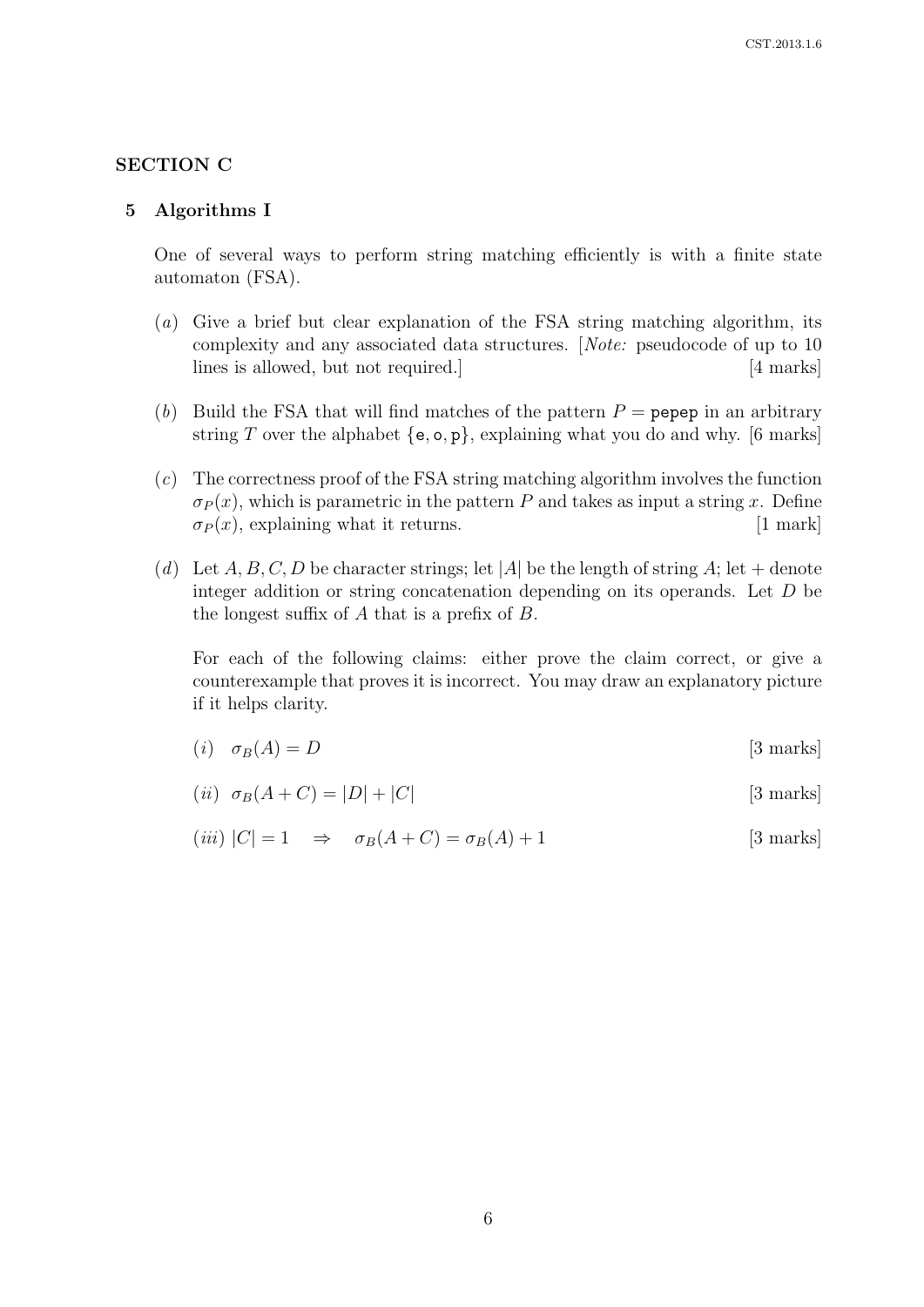## SECTION C

### 5 Algorithms I

One of several ways to perform string matching efficiently is with a finite state automaton (FSA).

(*a*) Give a brief but clear explanation of the FSA string matching algorithm, its complexity and any associated data structures. [*Note:* pseudocode of up to 10 lines is allowed, but not required.] [4 marks]

(*b*) Build the FSA that will find matches of the pattern $P =$ `pepep` in an arbitrary string $T$ over the alphabet $\{$`e`, `o`, `p`$\}$, explaining what you do and why. [6 marks]

(*c*) The correctness proof of the FSA string matching algorithm involves the function $\sigma_P(x)$, which is parametric in the pattern $P$ and takes as input a string $x$. Define $\sigma_P(x)$, explaining what it returns. [1 mark]

(*d*) Let $A, B, C, D$ be character strings; let $|A|$ be the length of string $A$; let $+$ denote integer addition or string concatenation depending on its operands. Let $D$ be the longest suffix of $A$ that is a prefix of $B$.

For each of the following claims: either prove the claim correct, or give a counterexample that proves it is incorrect. You may draw an explanatory picture if it helps clarity.

(*i*) $\sigma_B(A) = D$ [3 marks]

(*ii*) $\sigma_B(A + C) = |D| + |C|$ [3 marks]

(*iii*) $|C| = 1 \quad \Rightarrow \quad \sigma_B(A + C) = \sigma_B(A) + 1$ [3 marks]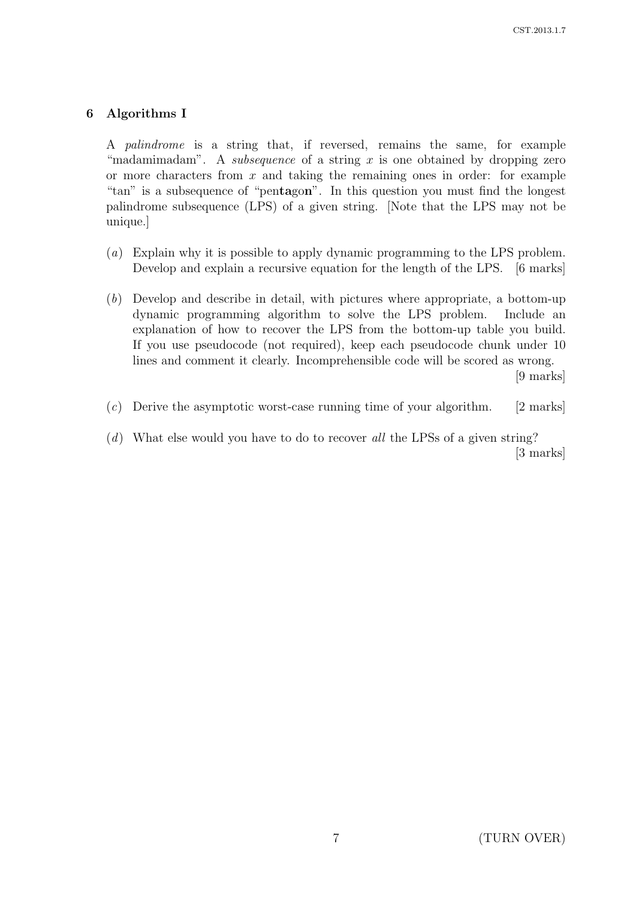## 6 Algorithms I

A *palindrome* is a string that, if reversed, remains the same, for example "madamimadam". A *subsequence* of a string $x$ is one obtained by dropping zero or more characters from $x$ and taking the remaining ones in order: for example "tan" is a subsequence of "pen**ta**go**n**". In this question you must find the longest palindrome subsequence (LPS) of a given string. [Note that the LPS may not be unique.]

(*a*) Explain why it is possible to apply dynamic programming to the LPS problem. Develop and explain a recursive equation for the length of the LPS. [6 marks]

(*b*) Develop and describe in detail, with pictures where appropriate, a bottom-up dynamic programming algorithm to solve the LPS problem. Include an explanation of how to recover the LPS from the bottom-up table you build. If you use pseudocode (not required), keep each pseudocode chunk under 10 lines and comment it clearly. Incomprehensible code will be scored as wrong. [9 marks]

(*c*) Derive the asymptotic worst-case running time of your algorithm. [2 marks]

(*d*) What else would you have to do to recover *all* the LPSs of a given string? [3 marks]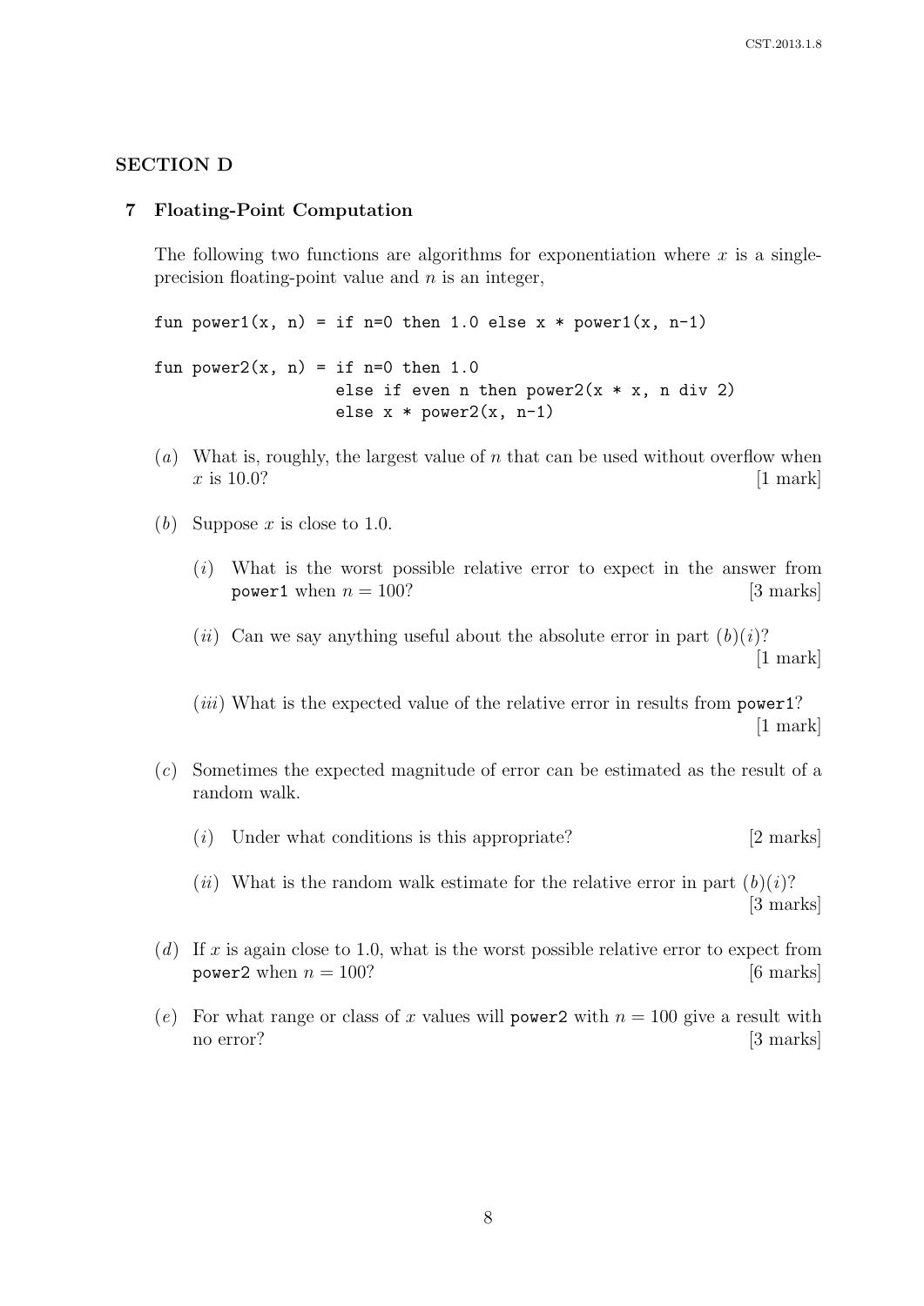## SECTION D

### 7 Floating-Point Computation

The following two functions are algorithms for exponentiation where $x$ is a single-precision floating-point value and $n$ is an integer,

```
fun power1(x, n) = if n=0 then 1.0 else x * power1(x, n-1)

fun power2(x, n) = if n=0 then 1.0
                   else if even n then power2(x * x, n div 2)
                   else x * power2(x, n-1)
```

(*a*) What is, roughly, the largest value of $n$ that can be used without overflow when $x$ is 10.0? [1 mark]

(*b*) Suppose $x$ is close to 1.0.

(*i*) What is the worst possible relative error to expect in the answer from `power1` when $n = 100$? [3 marks]

(*ii*) Can we say anything useful about the absolute error in part (*b*)(*i*)? [1 mark]

(*iii*) What is the expected value of the relative error in results from `power1`? [1 mark]

(*c*) Sometimes the expected magnitude of error can be estimated as the result of a random walk.

(*i*) Under what conditions is this appropriate? [2 marks]

(*ii*) What is the random walk estimate for the relative error in part (*b*)(*i*)? [3 marks]

(*d*) If $x$ is again close to 1.0, what is the worst possible relative error to expect from `power2` when $n = 100$? [6 marks]

(*e*) For what range or class of $x$ values will `power2` with $n = 100$ give a result with no error? [3 marks]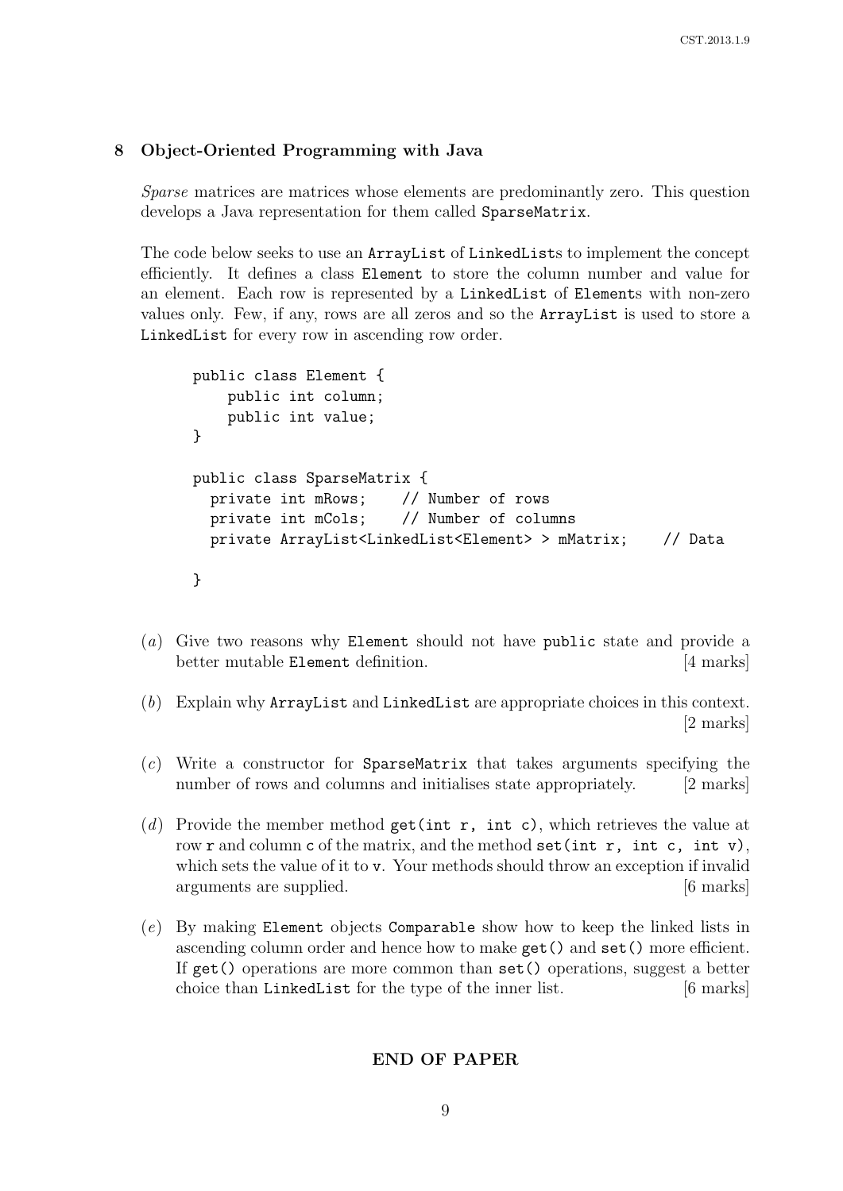## 8 Object-Oriented Programming with Java

*Sparse* matrices are matrices whose elements are predominantly zero. This question develops a Java representation for them called `SparseMatrix`.

The code below seeks to use an `ArrayList` of `LinkedList`s to implement the concept efficiently. It defines a class `Element` to store the column number and value for an element. Each row is represented by a `LinkedList` of `Element`s with non-zero values only. Few, if any, rows are all zeros and so the `ArrayList` is used to store a `LinkedList` for every row in ascending row order.

```
public class Element {
    public int column;
    public int value;
}

public class SparseMatrix {
  private int mRows;    // Number of rows
  private int mCols;    // Number of columns
  private ArrayList<LinkedList<Element> > mMatrix;    // Data

}
```

(*a*) Give two reasons why `Element` should not have `public` state and provide a better mutable `Element` definition. [4 marks]

(*b*) Explain why `ArrayList` and `LinkedList` are appropriate choices in this context. [2 marks]

(*c*) Write a constructor for `SparseMatrix` that takes arguments specifying the number of rows and columns and initialises state appropriately. [2 marks]

(*d*) Provide the member method `get(int r, int c)`, which retrieves the value at row `r` and column `c` of the matrix, and the method `set(int r, int c, int v)`, which sets the value of it to `v`. Your methods should throw an exception if invalid arguments are supplied. [6 marks]

(*e*) By making `Element` objects `Comparable` show how to keep the linked lists in ascending column order and hence how to make `get()` and `set()` more efficient. If `get()` operations are more common than `set()` operations, suggest a better choice than `LinkedList` for the type of the inner list. [6 marks]

**END OF PAPER**